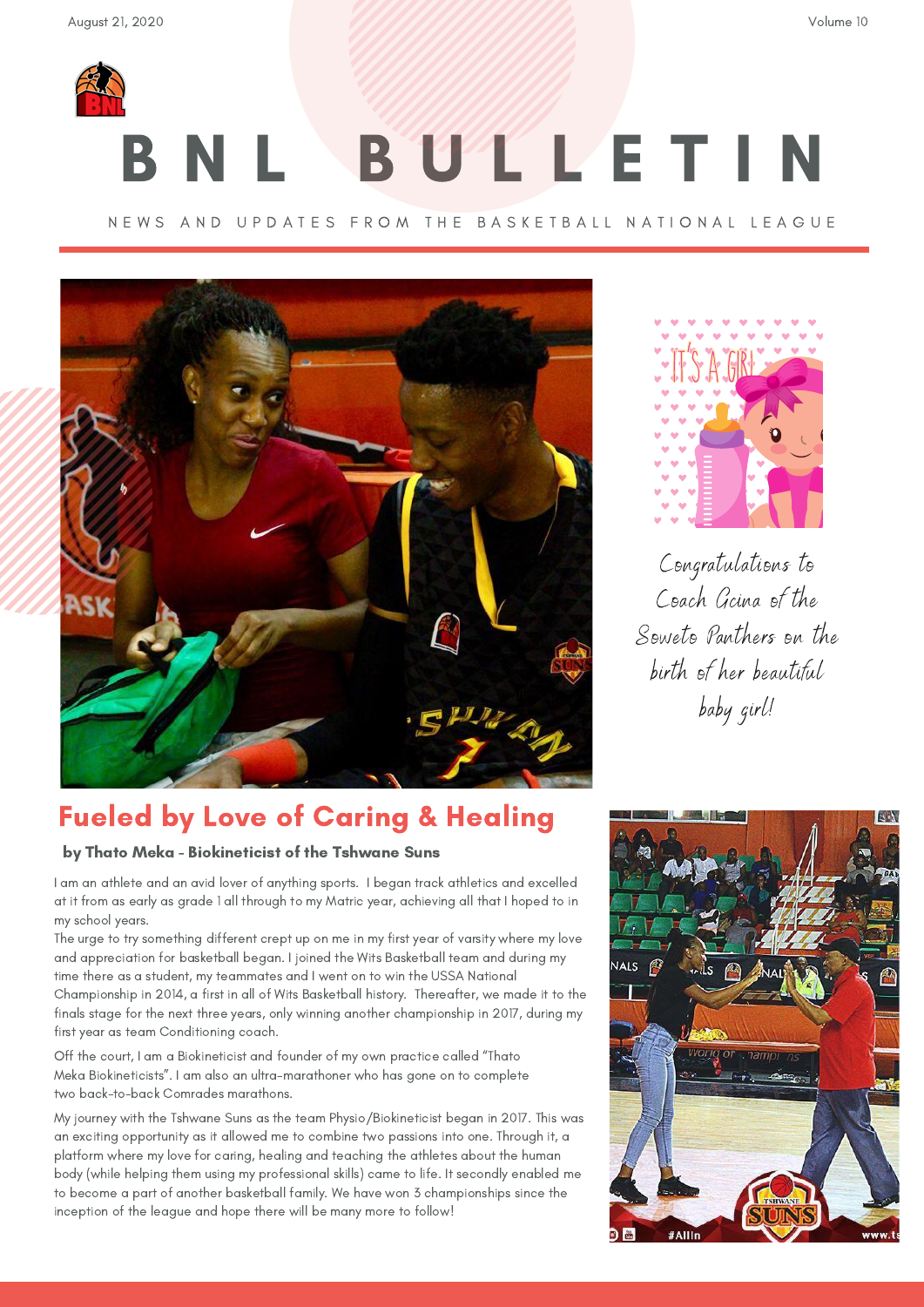# BNL BULLETIN

NEWS AND UPDATES FROM THE BASKETBALL NATIONAL LEAGUE

Congratulations to Coach Gcina of the Soweto Panthers on the birth of her beautiful baby girl!

## Fueled by Love of Caring & Healing

**by Thato Meka - Biokineticist of the Tshwane Suns**

I am an athlete and an avid lover of anything sports. I began track athletics and excelled at it from as early as grade 1 all through to my Matric year, achieving all that I hoped to in my school years.

The urge to try something different crept up on me in my first year of varsity where my love and appreciation for basketball began. I joined the Wits Basketball team and during my time there as a student, my teammates and I went on to win the USSA National Championship in 2014, a first in all of Wits Basketball history. Thereafter, we made it to the finals stage for the next three years, only winning another championship in 2017, during my first year as team Conditioning coach.

Off the court, I am a Biokineticist and founder of my own practice called "Thato Meka Biokineticists". I am also an ultra-marathoner who has gone on to complete two back-to-back Comrades marathons.

My journey with the Tshwane Suns as the team Physio/Biokineticist began in 2017. This was an exciting opportunity as it allowed me to combine two passions into one. Through it, a platform where my love for caring, healing and teaching the athletes about the human body (while helping them using my professional skills) came to life. It secondly enabled me to become a part of another basketball family. We have won 3 championships since the inception of the league and hope there will be many more to follow!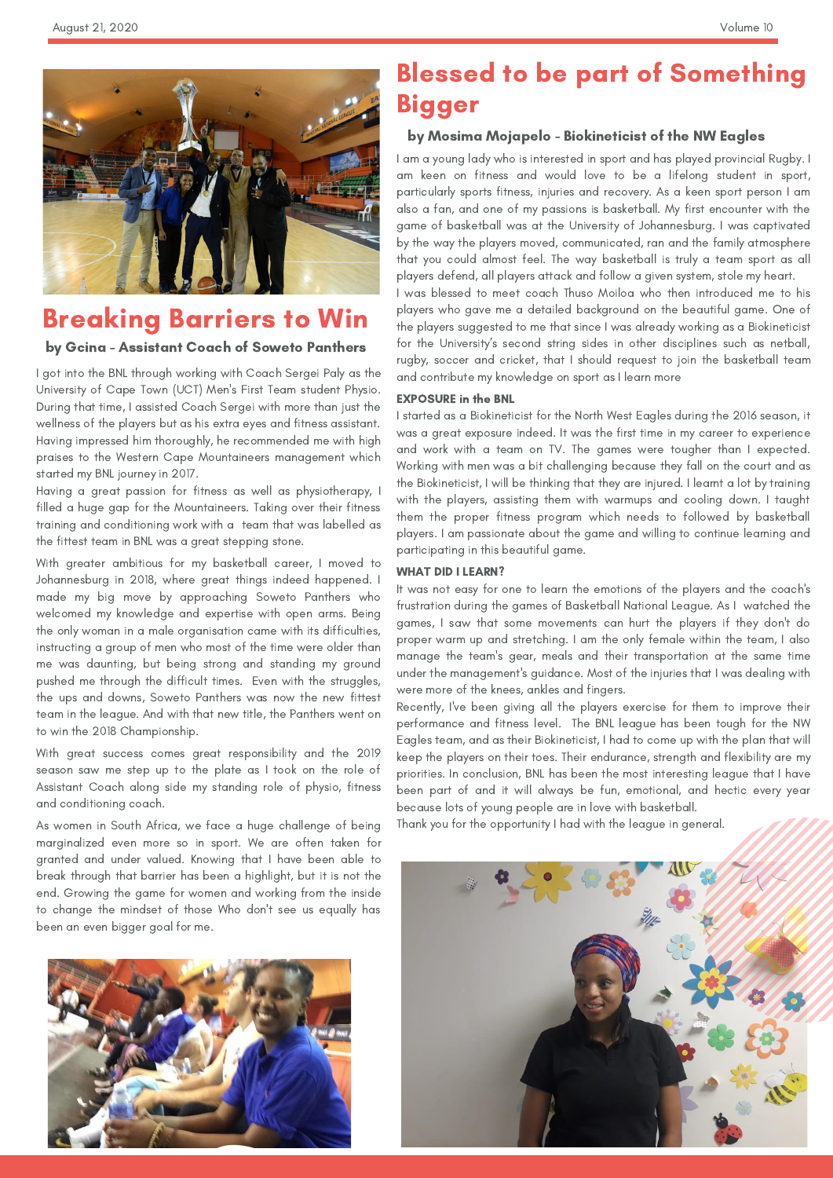## Breaking Barriers to Win

**by Gcina - Assistant Coach of Soweto Panthers**

I got into the BNL through working with Coach Sergei Paly as the University of Cape Town (UCT) Men's First Team student Physio. During that time, I assisted Coach Sergei with more than just the wellness of the players but as his extra eyes and fitness assistant. Having impressed him thoroughly, he recommended me with high praises to the Western Cape Mountaineers management which started my BNL journey in 2017.

Having a great passion for fitness as well as physiotherapy, I filled a huge gap for the Mountaineers. Taking over their fitness training and conditioning work with a team that was labelled as the fittest team in BNL was a great stepping stone.

With greater ambitious for my basketball career, I moved to Johannesburg in 2018, where great things indeed happened. I made my big move by approaching Soweto Panthers who welcomed my knowledge and expertise with open arms. Being the only woman in a male organisation came with its difficulties, instructing a group of men who most of the time were older than me was daunting, but being strong and standing my ground pushed me through the difficult times. Even with the struggles, the ups and downs, Soweto Panthers was now the new fittest team in the league. And with that new title, the Panthers went on to win the 2018 Championship.

With great success comes great responsibility and the 2019 season saw me step up to the plate as I took on the role of Assistant Coach along side my standing role of physio, fitness and conditioning coach.

As women in South Africa, we face a huge challenge of being marginalized even more so in sport. We are often taken for granted and under valued. Knowing that I have been able to break through that barrier has been a highlight, but it is not the end. Growing the game for women and working from the inside to change the mindset of those Who don't see us equally has been an even bigger goal for me.

## Blessed to be part of Something Bigger

**by Mosima Mojapelo - Biokineticist of the NW Eagles**

I am a young lady who is interested in sport and has played provincial Rugby. I am keen on fitness and would love to be a lifelong student in sport, particularly sports fitness, injuries and recovery. As a keen sport person I am also a fan, and one of my passions is basketball. My first encounter with the game of basketball was at the University of Johannesburg. I was captivated by the way the players moved, communicated, ran and the family atmosphere that you could almost feel. The way basketball is truly a team sport as all players defend, all players attack and follow a given system, stole my heart.

I was blessed to meet coach Thuso Moiloa who then introduced me to his players who gave me a detailed background on the beautiful game. One of the players suggested to me that since I was already working as a Biokineticist for the University's second string sides in other disciplines such as netball, rugby, soccer and cricket, that I should request to join the basketball team and contribute my knowledge on sport as I learn more

**EXPOSURE in the BNL**

I started as a Biokineticist for the North West Eagles during the 2016 season, it was a great exposure indeed. It was the first time in my career to experience and work with a team on TV. The games were tougher than I expected. Working with men was a bit challenging because they fall on the court and as the Biokineticist, I will be thinking that they are injured. I learnt a lot by training with the players, assisting them with warmups and cooling down. I taught them the proper fitness program which needs to followed by basketball players. I am passionate about the game and willing to continue learning and participating in this beautiful game.

**WHAT DID I LEARN?**

It was not easy for one to learn the emotions of the players and the coach's frustration during the games of Basketball National League. As I watched the games, I saw that some movements can hurt the players if they don't do proper warm up and stretching. I am the only female within the team, I also manage the team's gear, meals and their transportation at the same time under the management's guidance. Most of the injuries that I was dealing with were more of the knees, ankles and fingers.

Recently, I've been giving all the players exercise for them to improve their performance and fitness level. The BNL league has been tough for the NW Eagles team, and as their Biokineticist, I had to come up with the plan that will keep the players on their toes. Their endurance, strength and flexibility are my priorities. In conclusion, BNL has been the most interesting league that I have been part of and it will always be fun, emotional, and hectic every year because lots of young people are in love with basketball.

Thank you for the opportunity I had with the league in general.